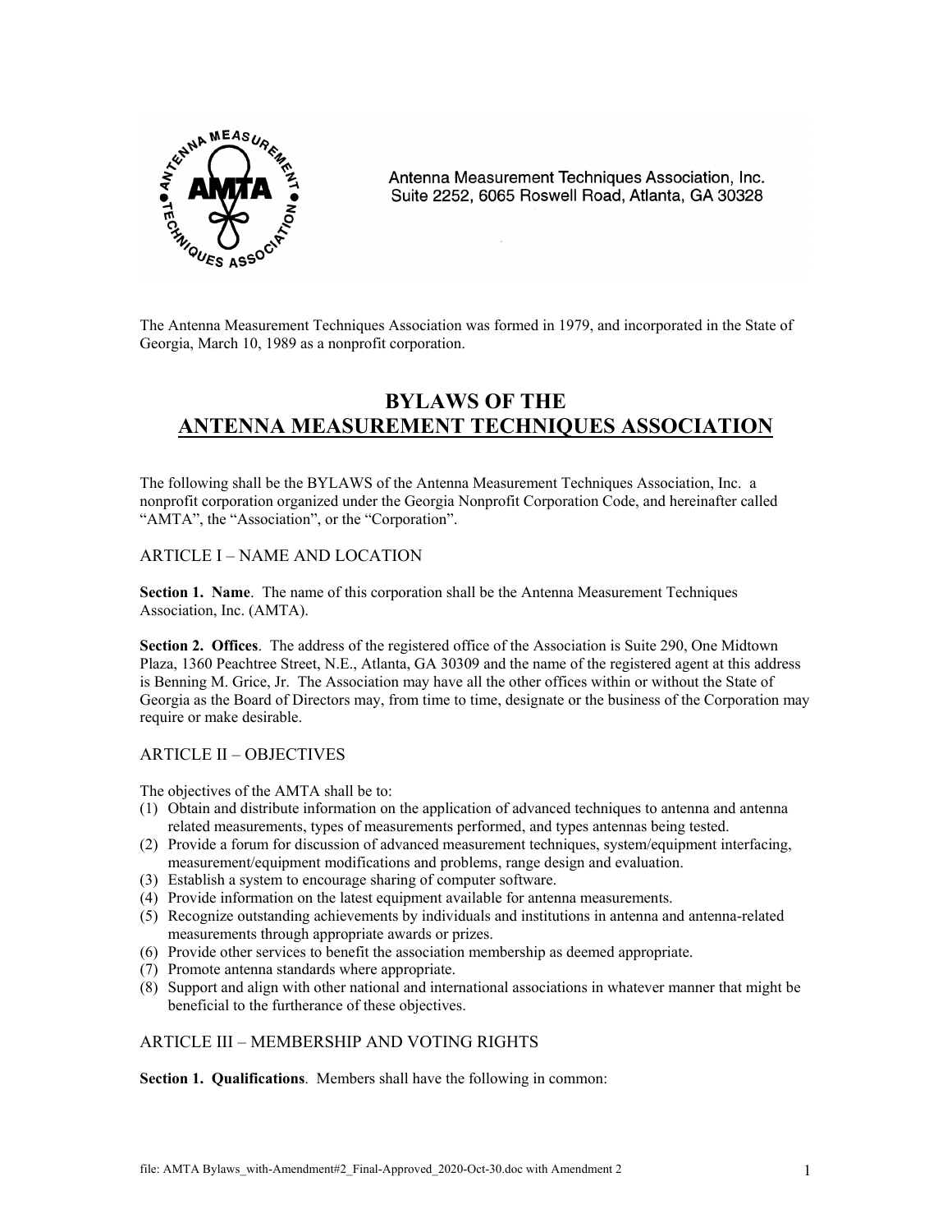Antenna Measurement Techniques Association, Inc.
Suite 2252, 6065 Roswell Road, Atlanta, GA 30328

The Antenna Measurement Techniques Association was formed in 1979, and incorporated in the State of Georgia, March 10, 1989 as a nonprofit corporation.

# BYLAWS OF THE ANTENNA MEASUREMENT TECHNIQUES ASSOCIATION

The following shall be the BYLAWS of the Antenna Measurement Techniques Association, Inc. a nonprofit corporation organized under the Georgia Nonprofit Corporation Code, and hereinafter called "AMTA", the "Association", or the "Corporation".

## ARTICLE I – NAME AND LOCATION

**Section 1. Name**. The name of this corporation shall be the Antenna Measurement Techniques Association, Inc. (AMTA).

**Section 2. Offices**. The address of the registered office of the Association is Suite 290, One Midtown Plaza, 1360 Peachtree Street, N.E., Atlanta, GA 30309 and the name of the registered agent at this address is Benning M. Grice, Jr. The Association may have all the other offices within or without the State of Georgia as the Board of Directors may, from time to time, designate or the business of the Corporation may require or make desirable.

## ARTICLE II – OBJECTIVES

The objectives of the AMTA shall be to:

(1) Obtain and distribute information on the application of advanced techniques to antenna and antenna related measurements, types of measurements performed, and types antennas being tested.
(2) Provide a forum for discussion of advanced measurement techniques, system/equipment interfacing, measurement/equipment modifications and problems, range design and evaluation.
(3) Establish a system to encourage sharing of computer software.
(4) Provide information on the latest equipment available for antenna measurements.
(5) Recognize outstanding achievements by individuals and institutions in antenna and antenna-related measurements through appropriate awards or prizes.
(6) Provide other services to benefit the association membership as deemed appropriate.
(7) Promote antenna standards where appropriate.
(8) Support and align with other national and international associations in whatever manner that might be beneficial to the furtherance of these objectives.

## ARTICLE III – MEMBERSHIP AND VOTING RIGHTS

**Section 1. Qualifications**. Members shall have the following in common: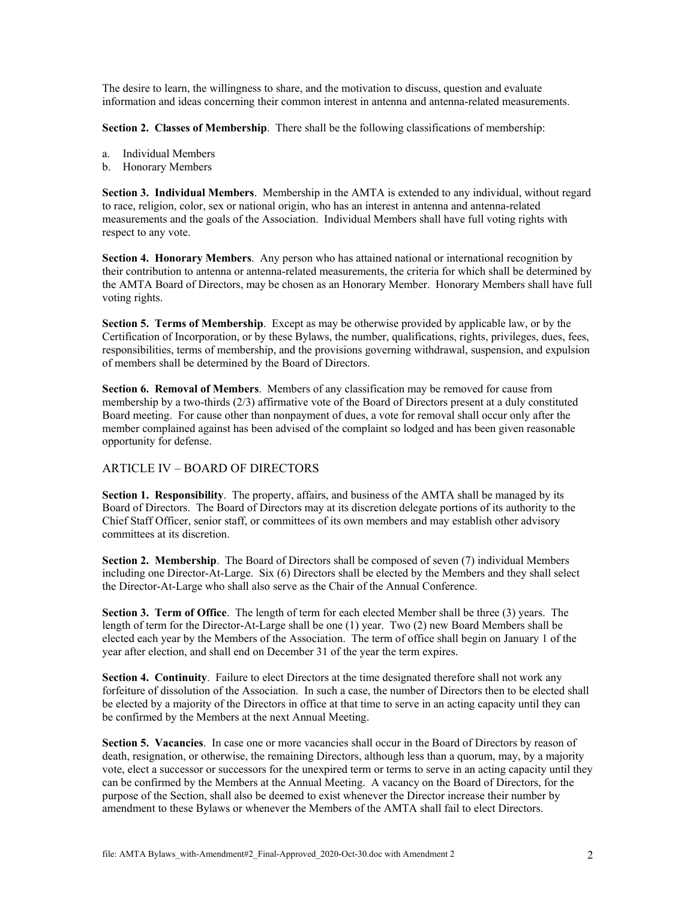The desire to learn, the willingness to share, and the motivation to discuss, question and evaluate information and ideas concerning their common interest in antenna and antenna-related measurements.

**Section 2. Classes of Membership**. There shall be the following classifications of membership:

a. Individual Members
b. Honorary Members

**Section 3. Individual Members**. Membership in the AMTA is extended to any individual, without regard to race, religion, color, sex or national origin, who has an interest in antenna and antenna-related measurements and the goals of the Association. Individual Members shall have full voting rights with respect to any vote.

**Section 4. Honorary Members**. Any person who has attained national or international recognition by their contribution to antenna or antenna-related measurements, the criteria for which shall be determined by the AMTA Board of Directors, may be chosen as an Honorary Member. Honorary Members shall have full voting rights.

**Section 5. Terms of Membership**. Except as may be otherwise provided by applicable law, or by the Certification of Incorporation, or by these Bylaws, the number, qualifications, rights, privileges, dues, fees, responsibilities, terms of membership, and the provisions governing withdrawal, suspension, and expulsion of members shall be determined by the Board of Directors.

**Section 6. Removal of Members**. Members of any classification may be removed for cause from membership by a two-thirds (2/3) affirmative vote of the Board of Directors present at a duly constituted Board meeting. For cause other than nonpayment of dues, a vote for removal shall occur only after the member complained against has been advised of the complaint so lodged and has been given reasonable opportunity for defense.

## ARTICLE IV – BOARD OF DIRECTORS

**Section 1. Responsibility**. The property, affairs, and business of the AMTA shall be managed by its Board of Directors. The Board of Directors may at its discretion delegate portions of its authority to the Chief Staff Officer, senior staff, or committees of its own members and may establish other advisory committees at its discretion.

**Section 2. Membership**. The Board of Directors shall be composed of seven (7) individual Members including one Director-At-Large. Six (6) Directors shall be elected by the Members and they shall select the Director-At-Large who shall also serve as the Chair of the Annual Conference.

**Section 3. Term of Office**. The length of term for each elected Member shall be three (3) years. The length of term for the Director-At-Large shall be one (1) year. Two (2) new Board Members shall be elected each year by the Members of the Association. The term of office shall begin on January 1 of the year after election, and shall end on December 31 of the year the term expires.

**Section 4. Continuity**. Failure to elect Directors at the time designated therefore shall not work any forfeiture of dissolution of the Association. In such a case, the number of Directors then to be elected shall be elected by a majority of the Directors in office at that time to serve in an acting capacity until they can be confirmed by the Members at the next Annual Meeting.

**Section 5. Vacancies**. In case one or more vacancies shall occur in the Board of Directors by reason of death, resignation, or otherwise, the remaining Directors, although less than a quorum, may, by a majority vote, elect a successor or successors for the unexpired term or terms to serve in an acting capacity until they can be confirmed by the Members at the Annual Meeting. A vacancy on the Board of Directors, for the purpose of the Section, shall also be deemed to exist whenever the Director increase their number by amendment to these Bylaws or whenever the Members of the AMTA shall fail to elect Directors.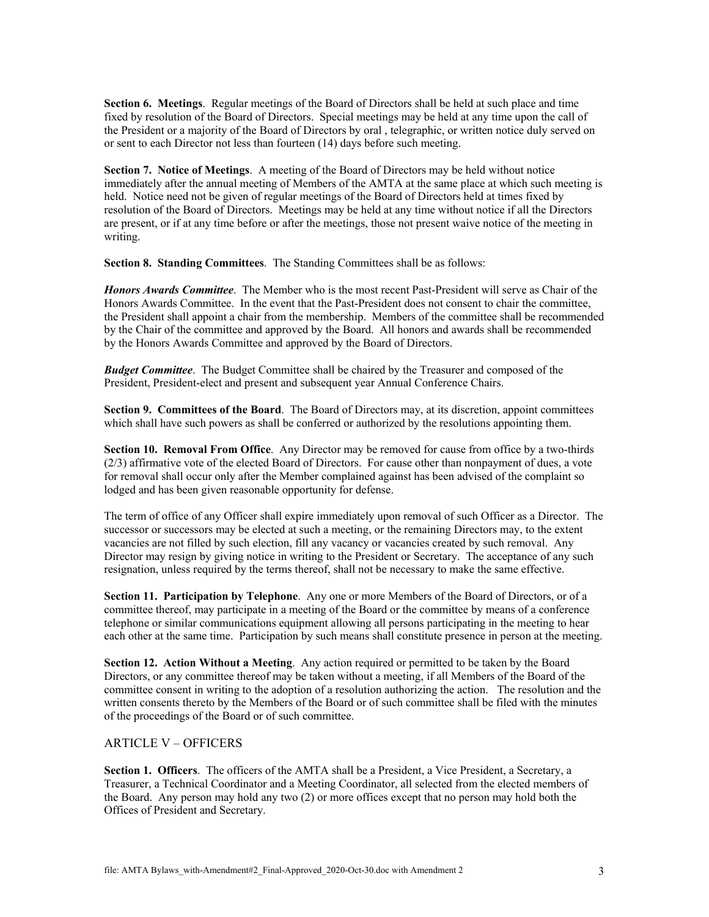**Section 6. Meetings**. Regular meetings of the Board of Directors shall be held at such place and time fixed by resolution of the Board of Directors. Special meetings may be held at any time upon the call of the President or a majority of the Board of Directors by oral , telegraphic, or written notice duly served on or sent to each Director not less than fourteen (14) days before such meeting.

**Section 7. Notice of Meetings**. A meeting of the Board of Directors may be held without notice immediately after the annual meeting of Members of the AMTA at the same place at which such meeting is held. Notice need not be given of regular meetings of the Board of Directors held at times fixed by resolution of the Board of Directors. Meetings may be held at any time without notice if all the Directors are present, or if at any time before or after the meetings, those not present waive notice of the meeting in writing.

**Section 8. Standing Committees**. The Standing Committees shall be as follows:

***Honors Awards Committee***. The Member who is the most recent Past-President will serve as Chair of the Honors Awards Committee. In the event that the Past-President does not consent to chair the committee, the President shall appoint a chair from the membership. Members of the committee shall be recommended by the Chair of the committee and approved by the Board. All honors and awards shall be recommended by the Honors Awards Committee and approved by the Board of Directors.

***Budget Committee***. The Budget Committee shall be chaired by the Treasurer and composed of the President, President-elect and present and subsequent year Annual Conference Chairs.

**Section 9. Committees of the Board**. The Board of Directors may, at its discretion, appoint committees which shall have such powers as shall be conferred or authorized by the resolutions appointing them.

**Section 10. Removal From Office**. Any Director may be removed for cause from office by a two-thirds (2/3) affirmative vote of the elected Board of Directors. For cause other than nonpayment of dues, a vote for removal shall occur only after the Member complained against has been advised of the complaint so lodged and has been given reasonable opportunity for defense.

The term of office of any Officer shall expire immediately upon removal of such Officer as a Director. The successor or successors may be elected at such a meeting, or the remaining Directors may, to the extent vacancies are not filled by such election, fill any vacancy or vacancies created by such removal. Any Director may resign by giving notice in writing to the President or Secretary. The acceptance of any such resignation, unless required by the terms thereof, shall not be necessary to make the same effective.

**Section 11. Participation by Telephone**. Any one or more Members of the Board of Directors, or of a committee thereof, may participate in a meeting of the Board or the committee by means of a conference telephone or similar communications equipment allowing all persons participating in the meeting to hear each other at the same time. Participation by such means shall constitute presence in person at the meeting.

**Section 12. Action Without a Meeting**. Any action required or permitted to be taken by the Board Directors, or any committee thereof may be taken without a meeting, if all Members of the Board of the committee consent in writing to the adoption of a resolution authorizing the action. The resolution and the written consents thereto by the Members of the Board or of such committee shall be filed with the minutes of the proceedings of the Board or of such committee.

## ARTICLE V – OFFICERS

**Section 1. Officers**. The officers of the AMTA shall be a President, a Vice President, a Secretary, a Treasurer, a Technical Coordinator and a Meeting Coordinator, all selected from the elected members of the Board. Any person may hold any two (2) or more offices except that no person may hold both the Offices of President and Secretary.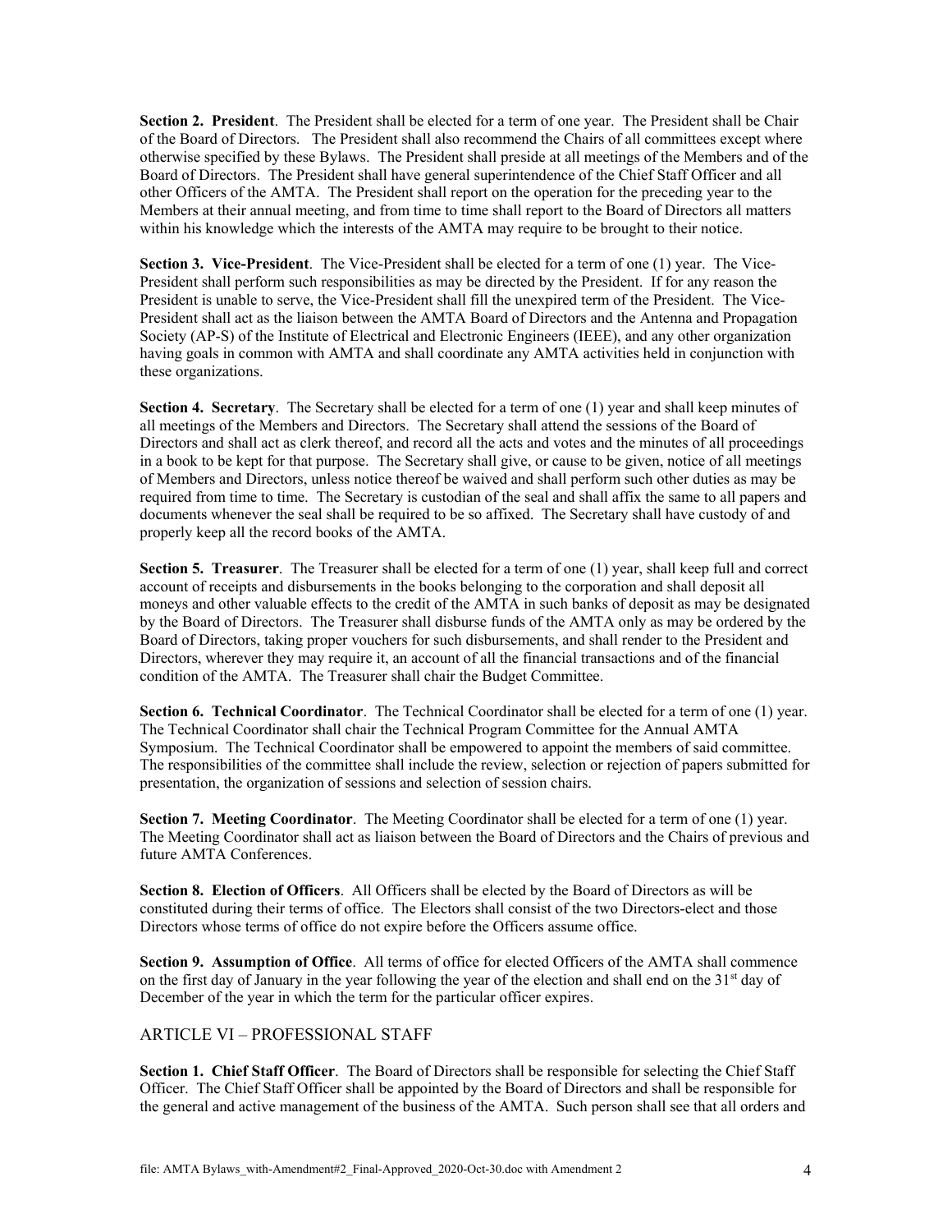**Section 2. President**. The President shall be elected for a term of one year. The President shall be Chair of the Board of Directors. The President shall also recommend the Chairs of all committees except where otherwise specified by these Bylaws. The President shall preside at all meetings of the Members and of the Board of Directors. The President shall have general superintendence of the Chief Staff Officer and all other Officers of the AMTA. The President shall report on the operation for the preceding year to the Members at their annual meeting, and from time to time shall report to the Board of Directors all matters within his knowledge which the interests of the AMTA may require to be brought to their notice.

**Section 3. Vice-President**. The Vice-President shall be elected for a term of one (1) year. The Vice-President shall perform such responsibilities as may be directed by the President. If for any reason the President is unable to serve, the Vice-President shall fill the unexpired term of the President. The Vice-President shall act as the liaison between the AMTA Board of Directors and the Antenna and Propagation Society (AP-S) of the Institute of Electrical and Electronic Engineers (IEEE), and any other organization having goals in common with AMTA and shall coordinate any AMTA activities held in conjunction with these organizations.

**Section 4. Secretary**. The Secretary shall be elected for a term of one (1) year and shall keep minutes of all meetings of the Members and Directors. The Secretary shall attend the sessions of the Board of Directors and shall act as clerk thereof, and record all the acts and votes and the minutes of all proceedings in a book to be kept for that purpose. The Secretary shall give, or cause to be given, notice of all meetings of Members and Directors, unless notice thereof be waived and shall perform such other duties as may be required from time to time. The Secretary is custodian of the seal and shall affix the same to all papers and documents whenever the seal shall be required to be so affixed. The Secretary shall have custody of and properly keep all the record books of the AMTA.

**Section 5. Treasurer**. The Treasurer shall be elected for a term of one (1) year, shall keep full and correct account of receipts and disbursements in the books belonging to the corporation and shall deposit all moneys and other valuable effects to the credit of the AMTA in such banks of deposit as may be designated by the Board of Directors. The Treasurer shall disburse funds of the AMTA only as may be ordered by the Board of Directors, taking proper vouchers for such disbursements, and shall render to the President and Directors, wherever they may require it, an account of all the financial transactions and of the financial condition of the AMTA. The Treasurer shall chair the Budget Committee.

**Section 6. Technical Coordinator**. The Technical Coordinator shall be elected for a term of one (1) year. The Technical Coordinator shall chair the Technical Program Committee for the Annual AMTA Symposium. The Technical Coordinator shall be empowered to appoint the members of said committee. The responsibilities of the committee shall include the review, selection or rejection of papers submitted for presentation, the organization of sessions and selection of session chairs.

**Section 7. Meeting Coordinator**. The Meeting Coordinator shall be elected for a term of one (1) year. The Meeting Coordinator shall act as liaison between the Board of Directors and the Chairs of previous and future AMTA Conferences.

**Section 8. Election of Officers**. All Officers shall be elected by the Board of Directors as will be constituted during their terms of office. The Electors shall consist of the two Directors-elect and those Directors whose terms of office do not expire before the Officers assume office.

**Section 9. Assumption of Office**. All terms of office for elected Officers of the AMTA shall commence on the first day of January in the year following the year of the election and shall end on the 31st day of December of the year in which the term for the particular officer expires.

## ARTICLE VI – PROFESSIONAL STAFF

**Section 1. Chief Staff Officer**. The Board of Directors shall be responsible for selecting the Chief Staff Officer. The Chief Staff Officer shall be appointed by the Board of Directors and shall be responsible for the general and active management of the business of the AMTA. Such person shall see that all orders and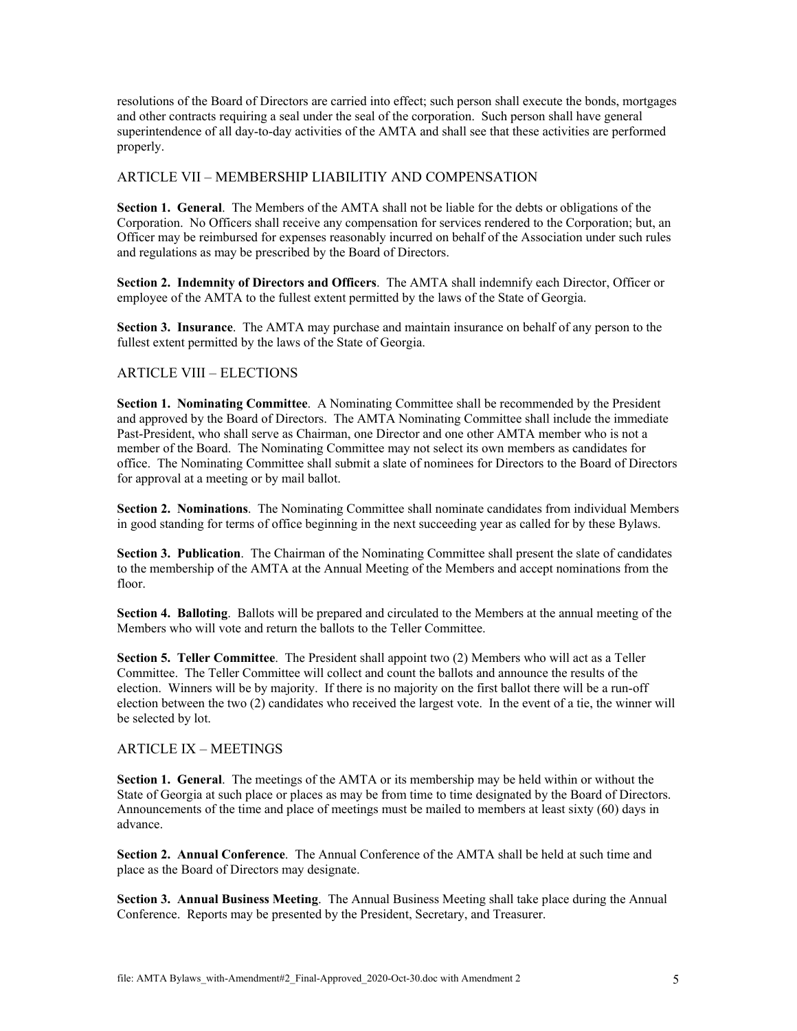resolutions of the Board of Directors are carried into effect; such person shall execute the bonds, mortgages and other contracts requiring a seal under the seal of the corporation. Such person shall have general superintendence of all day-to-day activities of the AMTA and shall see that these activities are performed properly.

## ARTICLE VII – MEMBERSHIP LIABILITIY AND COMPENSATION

**Section 1. General**. The Members of the AMTA shall not be liable for the debts or obligations of the Corporation. No Officers shall receive any compensation for services rendered to the Corporation; but, an Officer may be reimbursed for expenses reasonably incurred on behalf of the Association under such rules and regulations as may be prescribed by the Board of Directors.

**Section 2. Indemnity of Directors and Officers**. The AMTA shall indemnify each Director, Officer or employee of the AMTA to the fullest extent permitted by the laws of the State of Georgia.

**Section 3. Insurance**. The AMTA may purchase and maintain insurance on behalf of any person to the fullest extent permitted by the laws of the State of Georgia.

## ARTICLE VIII – ELECTIONS

**Section 1. Nominating Committee**. A Nominating Committee shall be recommended by the President and approved by the Board of Directors. The AMTA Nominating Committee shall include the immediate Past-President, who shall serve as Chairman, one Director and one other AMTA member who is not a member of the Board. The Nominating Committee may not select its own members as candidates for office. The Nominating Committee shall submit a slate of nominees for Directors to the Board of Directors for approval at a meeting or by mail ballot.

**Section 2. Nominations**. The Nominating Committee shall nominate candidates from individual Members in good standing for terms of office beginning in the next succeeding year as called for by these Bylaws.

**Section 3. Publication**. The Chairman of the Nominating Committee shall present the slate of candidates to the membership of the AMTA at the Annual Meeting of the Members and accept nominations from the floor.

**Section 4. Balloting**. Ballots will be prepared and circulated to the Members at the annual meeting of the Members who will vote and return the ballots to the Teller Committee.

**Section 5. Teller Committee**. The President shall appoint two (2) Members who will act as a Teller Committee. The Teller Committee will collect and count the ballots and announce the results of the election. Winners will be by majority. If there is no majority on the first ballot there will be a run-off election between the two (2) candidates who received the largest vote. In the event of a tie, the winner will be selected by lot.

## ARTICLE IX – MEETINGS

**Section 1. General**. The meetings of the AMTA or its membership may be held within or without the State of Georgia at such place or places as may be from time to time designated by the Board of Directors. Announcements of the time and place of meetings must be mailed to members at least sixty (60) days in advance.

**Section 2. Annual Conference**. The Annual Conference of the AMTA shall be held at such time and place as the Board of Directors may designate.

**Section 3. Annual Business Meeting**. The Annual Business Meeting shall take place during the Annual Conference. Reports may be presented by the President, Secretary, and Treasurer.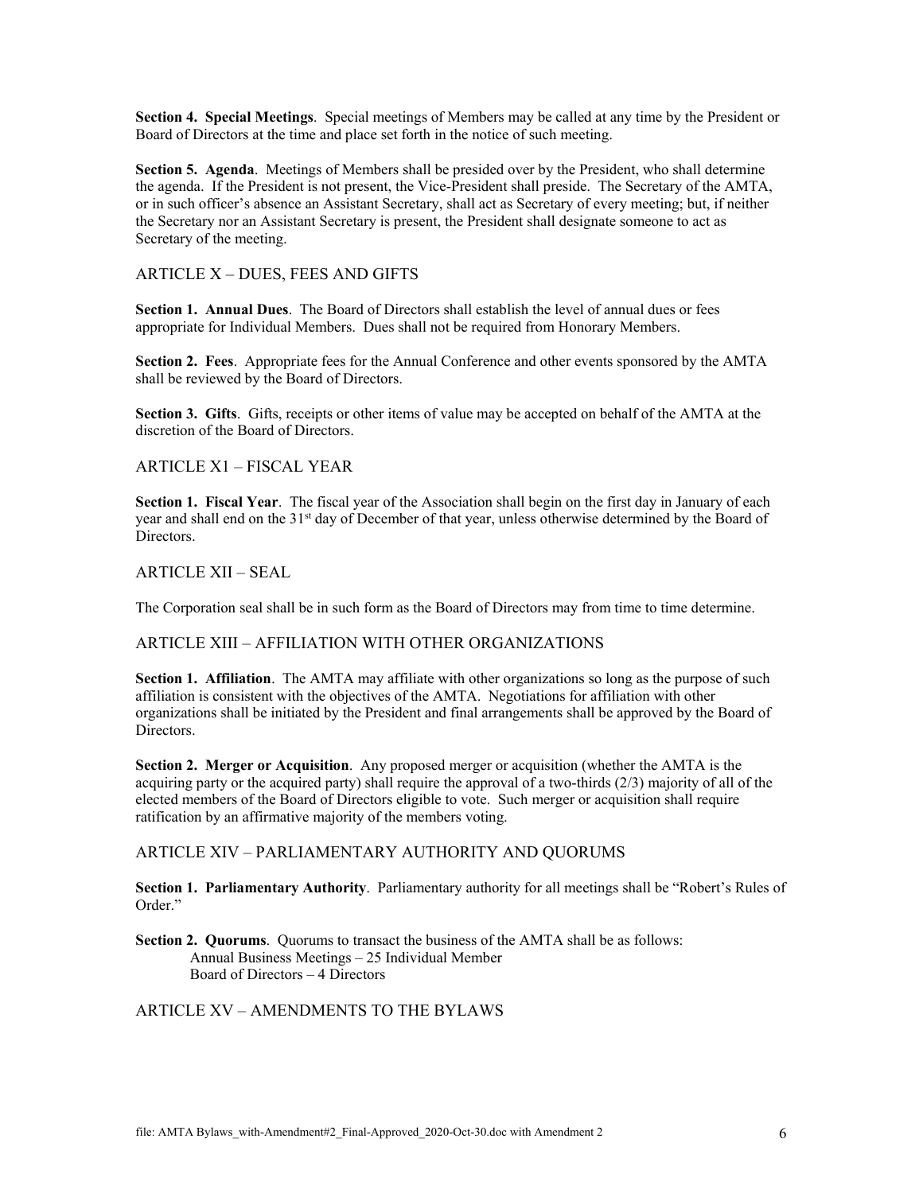**Section 4. Special Meetings**. Special meetings of Members may be called at any time by the President or Board of Directors at the time and place set forth in the notice of such meeting.

**Section 5. Agenda**. Meetings of Members shall be presided over by the President, who shall determine the agenda. If the President is not present, the Vice-President shall preside. The Secretary of the AMTA, or in such officer's absence an Assistant Secretary, shall act as Secretary of every meeting; but, if neither the Secretary nor an Assistant Secretary is present, the President shall designate someone to act as Secretary of the meeting.

## ARTICLE X – DUES, FEES AND GIFTS

**Section 1. Annual Dues**. The Board of Directors shall establish the level of annual dues or fees appropriate for Individual Members. Dues shall not be required from Honorary Members.

**Section 2. Fees**. Appropriate fees for the Annual Conference and other events sponsored by the AMTA shall be reviewed by the Board of Directors.

**Section 3. Gifts**. Gifts, receipts or other items of value may be accepted on behalf of the AMTA at the discretion of the Board of Directors.

## ARTICLE X1 – FISCAL YEAR

**Section 1. Fiscal Year**. The fiscal year of the Association shall begin on the first day in January of each year and shall end on the 31st day of December of that year, unless otherwise determined by the Board of Directors.

## ARTICLE XII – SEAL

The Corporation seal shall be in such form as the Board of Directors may from time to time determine.

## ARTICLE XIII – AFFILIATION WITH OTHER ORGANIZATIONS

**Section 1. Affiliation**. The AMTA may affiliate with other organizations so long as the purpose of such affiliation is consistent with the objectives of the AMTA. Negotiations for affiliation with other organizations shall be initiated by the President and final arrangements shall be approved by the Board of Directors.

**Section 2. Merger or Acquisition**. Any proposed merger or acquisition (whether the AMTA is the acquiring party or the acquired party) shall require the approval of a two-thirds (2/3) majority of all of the elected members of the Board of Directors eligible to vote. Such merger or acquisition shall require ratification by an affirmative majority of the members voting.

## ARTICLE XIV – PARLIAMENTARY AUTHORITY AND QUORUMS

**Section 1. Parliamentary Authority**. Parliamentary authority for all meetings shall be "Robert's Rules of Order."

**Section 2. Quorums**. Quorums to transact the business of the AMTA shall be as follows:
Annual Business Meetings – 25 Individual Member
Board of Directors – 4 Directors

## ARTICLE XV – AMENDMENTS TO THE BYLAWS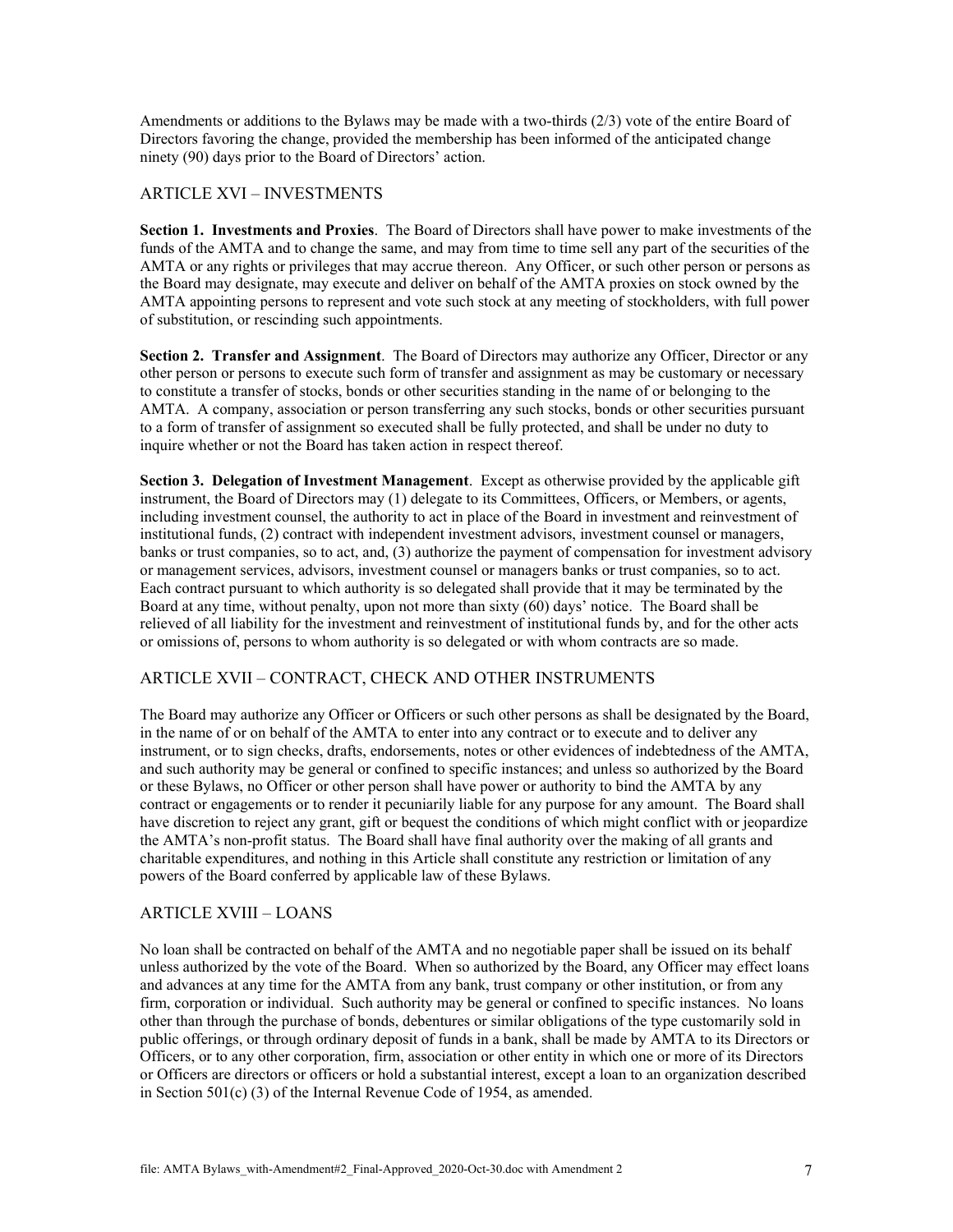Amendments or additions to the Bylaws may be made with a two-thirds (2/3) vote of the entire Board of Directors favoring the change, provided the membership has been informed of the anticipated change ninety (90) days prior to the Board of Directors' action.

## ARTICLE XVI – INVESTMENTS

**Section 1. Investments and Proxies**. The Board of Directors shall have power to make investments of the funds of the AMTA and to change the same, and may from time to time sell any part of the securities of the AMTA or any rights or privileges that may accrue thereon. Any Officer, or such other person or persons as the Board may designate, may execute and deliver on behalf of the AMTA proxies on stock owned by the AMTA appointing persons to represent and vote such stock at any meeting of stockholders, with full power of substitution, or rescinding such appointments.

**Section 2. Transfer and Assignment**. The Board of Directors may authorize any Officer, Director or any other person or persons to execute such form of transfer and assignment as may be customary or necessary to constitute a transfer of stocks, bonds or other securities standing in the name of or belonging to the AMTA. A company, association or person transferring any such stocks, bonds or other securities pursuant to a form of transfer of assignment so executed shall be fully protected, and shall be under no duty to inquire whether or not the Board has taken action in respect thereof.

**Section 3. Delegation of Investment Management**. Except as otherwise provided by the applicable gift instrument, the Board of Directors may (1) delegate to its Committees, Officers, or Members, or agents, including investment counsel, the authority to act in place of the Board in investment and reinvestment of institutional funds, (2) contract with independent investment advisors, investment counsel or managers, banks or trust companies, so to act, and, (3) authorize the payment of compensation for investment advisory or management services, advisors, investment counsel or managers banks or trust companies, so to act. Each contract pursuant to which authority is so delegated shall provide that it may be terminated by the Board at any time, without penalty, upon not more than sixty (60) days' notice. The Board shall be relieved of all liability for the investment and reinvestment of institutional funds by, and for the other acts or omissions of, persons to whom authority is so delegated or with whom contracts are so made.

## ARTICLE XVII – CONTRACT, CHECK AND OTHER INSTRUMENTS

The Board may authorize any Officer or Officers or such other persons as shall be designated by the Board, in the name of or on behalf of the AMTA to enter into any contract or to execute and to deliver any instrument, or to sign checks, drafts, endorsements, notes or other evidences of indebtedness of the AMTA, and such authority may be general or confined to specific instances; and unless so authorized by the Board or these Bylaws, no Officer or other person shall have power or authority to bind the AMTA by any contract or engagements or to render it pecuniarily liable for any purpose for any amount. The Board shall have discretion to reject any grant, gift or bequest the conditions of which might conflict with or jeopardize the AMTA's non-profit status. The Board shall have final authority over the making of all grants and charitable expenditures, and nothing in this Article shall constitute any restriction or limitation of any powers of the Board conferred by applicable law of these Bylaws.

## ARTICLE XVIII – LOANS

No loan shall be contracted on behalf of the AMTA and no negotiable paper shall be issued on its behalf unless authorized by the vote of the Board. When so authorized by the Board, any Officer may effect loans and advances at any time for the AMTA from any bank, trust company or other institution, or from any firm, corporation or individual. Such authority may be general or confined to specific instances. No loans other than through the purchase of bonds, debentures or similar obligations of the type customarily sold in public offerings, or through ordinary deposit of funds in a bank, shall be made by AMTA to its Directors or Officers, or to any other corporation, firm, association or other entity in which one or more of its Directors or Officers are directors or officers or hold a substantial interest, except a loan to an organization described in Section 501(c) (3) of the Internal Revenue Code of 1954, as amended.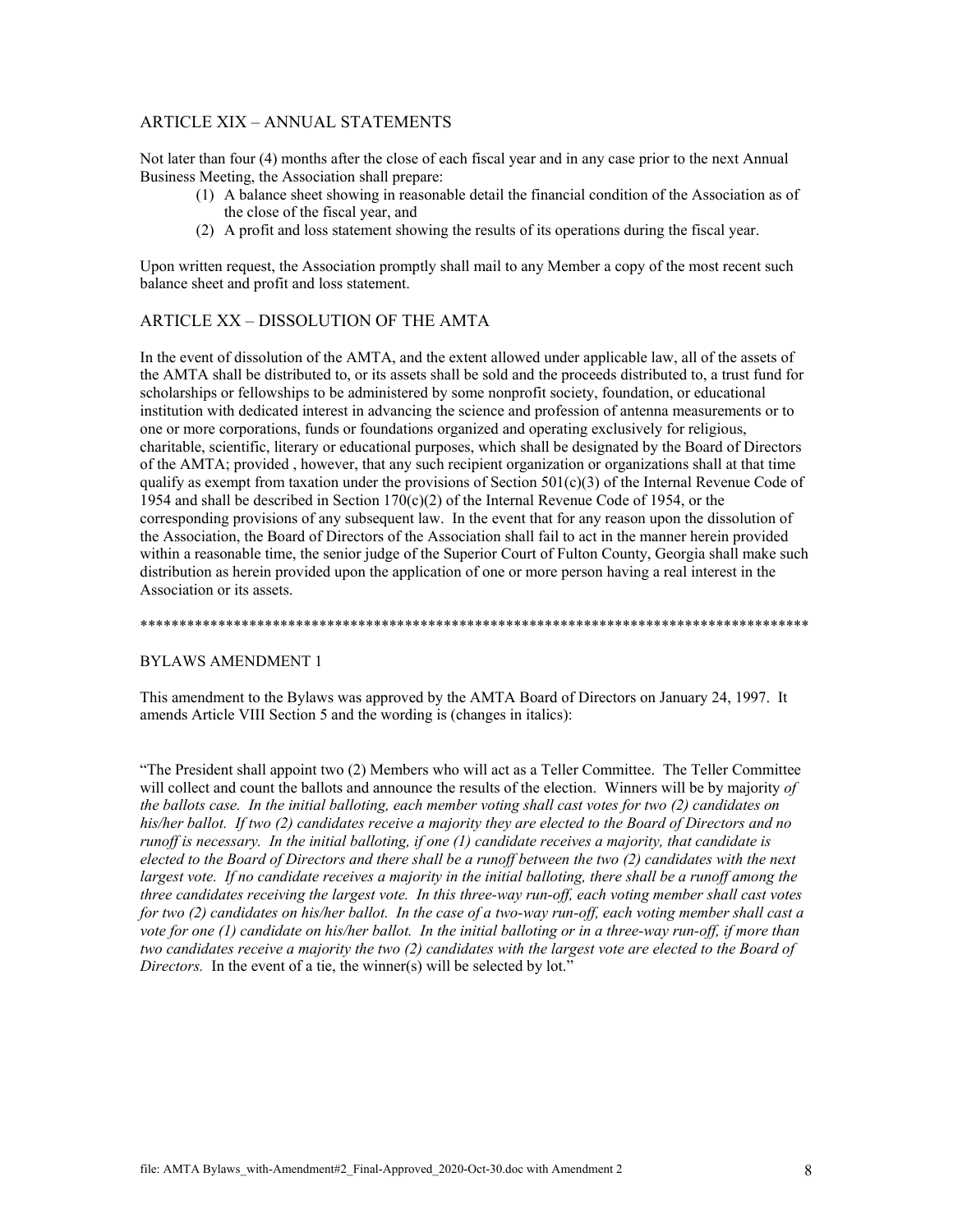## ARTICLE XIX – ANNUAL STATEMENTS

Not later than four (4) months after the close of each fiscal year and in any case prior to the next Annual Business Meeting, the Association shall prepare:

(1) A balance sheet showing in reasonable detail the financial condition of the Association as of the close of the fiscal year, and

(2) A profit and loss statement showing the results of its operations during the fiscal year.

Upon written request, the Association promptly shall mail to any Member a copy of the most recent such balance sheet and profit and loss statement.

## ARTICLE XX – DISSOLUTION OF THE AMTA

In the event of dissolution of the AMTA, and the extent allowed under applicable law, all of the assets of the AMTA shall be distributed to, or its assets shall be sold and the proceeds distributed to, a trust fund for scholarships or fellowships to be administered by some nonprofit society, foundation, or educational institution with dedicated interest in advancing the science and profession of antenna measurements or to one or more corporations, funds or foundations organized and operating exclusively for religious, charitable, scientific, literary or educational purposes, which shall be designated by the Board of Directors of the AMTA; provided , however, that any such recipient organization or organizations shall at that time qualify as exempt from taxation under the provisions of Section 501(c)(3) of the Internal Revenue Code of 1954 and shall be described in Section 170(c)(2) of the Internal Revenue Code of 1954, or the corresponding provisions of any subsequent law. In the event that for any reason upon the dissolution of the Association, the Board of Directors of the Association shall fail to act in the manner herein provided within a reasonable time, the senior judge of the Superior Court of Fulton County, Georgia shall make such distribution as herein provided upon the application of one or more person having a real interest in the Association or its assets.

*******************************************************************************************

## BYLAWS AMENDMENT 1

This amendment to the Bylaws was approved by the AMTA Board of Directors on January 24, 1997. It amends Article VIII Section 5 and the wording is (changes in italics):

"The President shall appoint two (2) Members who will act as a Teller Committee. The Teller Committee will collect and count the ballots and announce the results of the election. Winners will be by majority *of the ballots case. In the initial balloting, each member voting shall cast votes for two (2) candidates on his/her ballot. If two (2) candidates receive a majority they are elected to the Board of Directors and no runoff is necessary. In the initial balloting, if one (1) candidate receives a majority, that candidate is elected to the Board of Directors and there shall be a runoff between the two (2) candidates with the next largest vote. If no candidate receives a majority in the initial balloting, there shall be a runoff among the three candidates receiving the largest vote. In this three-way run-off, each voting member shall cast votes for two (2) candidates on his/her ballot. In the case of a two-way run-off, each voting member shall cast a vote for one (1) candidate on his/her ballot. In the initial balloting or in a three-way run-off, if more than two candidates receive a majority the two (2) candidates with the largest vote are elected to the Board of Directors.* In the event of a tie, the winner(s) will be selected by lot."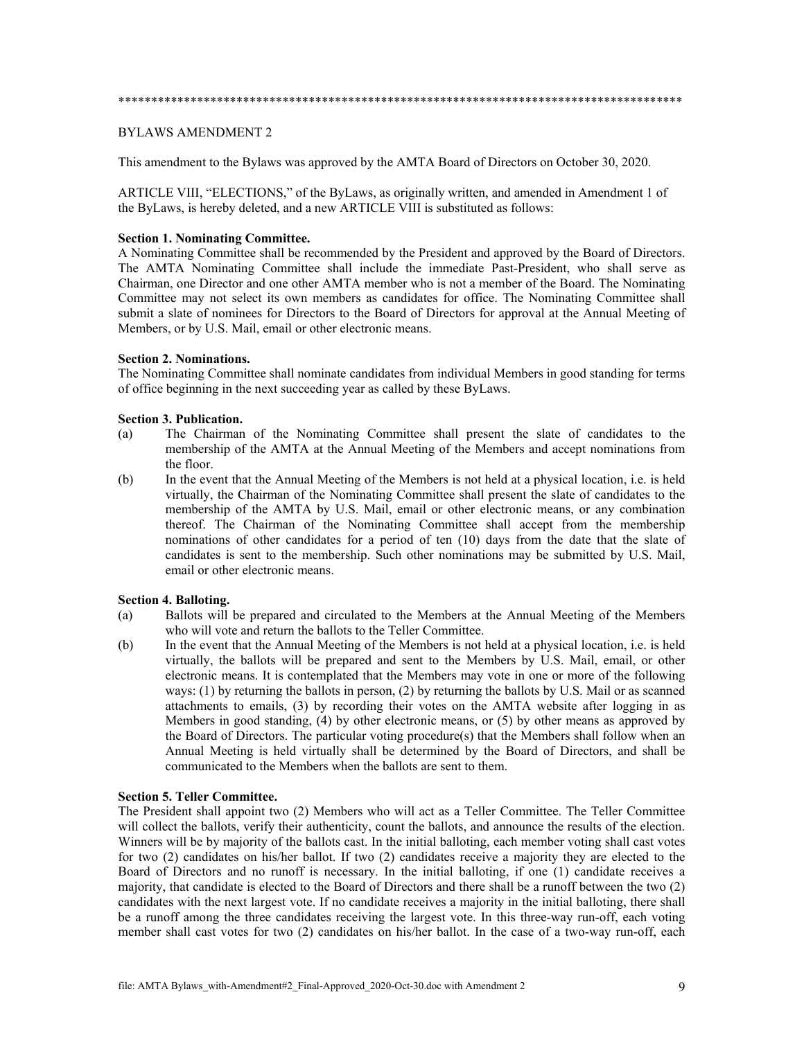*****************************************************************************************

BYLAWS AMENDMENT 2

This amendment to the Bylaws was approved by the AMTA Board of Directors on October 30, 2020.

ARTICLE VIII, "ELECTIONS," of the ByLaws, as originally written, and amended in Amendment 1 of the ByLaws, is hereby deleted, and a new ARTICLE VIII is substituted as follows:

**Section 1. Nominating Committee.**
A Nominating Committee shall be recommended by the President and approved by the Board of Directors. The AMTA Nominating Committee shall include the immediate Past-President, who shall serve as Chairman, one Director and one other AMTA member who is not a member of the Board. The Nominating Committee may not select its own members as candidates for office. The Nominating Committee shall submit a slate of nominees for Directors to the Board of Directors for approval at the Annual Meeting of Members, or by U.S. Mail, email or other electronic means.

**Section 2. Nominations.**
The Nominating Committee shall nominate candidates from individual Members in good standing for terms of office beginning in the next succeeding year as called by these ByLaws.

**Section 3. Publication.**

(a) The Chairman of the Nominating Committee shall present the slate of candidates to the membership of the AMTA at the Annual Meeting of the Members and accept nominations from the floor.

(b) In the event that the Annual Meeting of the Members is not held at a physical location, i.e. is held virtually, the Chairman of the Nominating Committee shall present the slate of candidates to the membership of the AMTA by U.S. Mail, email or other electronic means, or any combination thereof. The Chairman of the Nominating Committee shall accept from the membership nominations of other candidates for a period of ten (10) days from the date that the slate of candidates is sent to the membership. Such other nominations may be submitted by U.S. Mail, email or other electronic means.

**Section 4. Balloting.**

(a) Ballots will be prepared and circulated to the Members at the Annual Meeting of the Members who will vote and return the ballots to the Teller Committee.

(b) In the event that the Annual Meeting of the Members is not held at a physical location, i.e. is held virtually, the ballots will be prepared and sent to the Members by U.S. Mail, email, or other electronic means. It is contemplated that the Members may vote in one or more of the following ways: (1) by returning the ballots in person, (2) by returning the ballots by U.S. Mail or as scanned attachments to emails, (3) by recording their votes on the AMTA website after logging in as Members in good standing, (4) by other electronic means, or (5) by other means as approved by the Board of Directors. The particular voting procedure(s) that the Members shall follow when an Annual Meeting is held virtually shall be determined by the Board of Directors, and shall be communicated to the Members when the ballots are sent to them.

**Section 5. Teller Committee.**
The President shall appoint two (2) Members who will act as a Teller Committee. The Teller Committee will collect the ballots, verify their authenticity, count the ballots, and announce the results of the election. Winners will be by majority of the ballots cast. In the initial balloting, each member voting shall cast votes for two (2) candidates on his/her ballot. If two (2) candidates receive a majority they are elected to the Board of Directors and no runoff is necessary. In the initial balloting, if one (1) candidate receives a majority, that candidate is elected to the Board of Directors and there shall be a runoff between the two (2) candidates with the next largest vote. If no candidate receives a majority in the initial balloting, there shall be a runoff among the three candidates receiving the largest vote. In this three-way run-off, each voting member shall cast votes for two (2) candidates on his/her ballot. In the case of a two-way run-off, each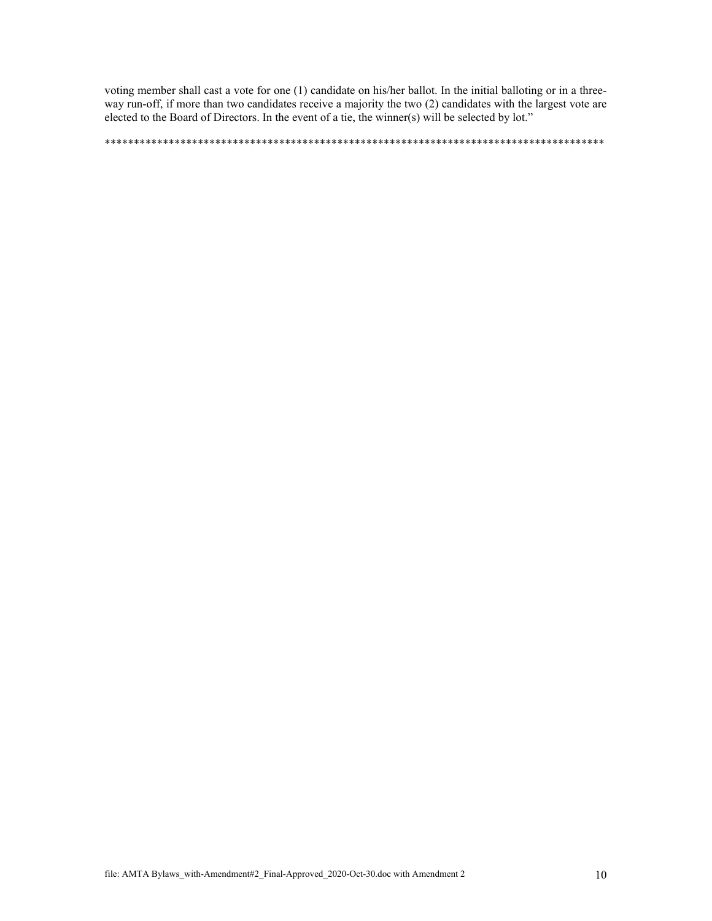voting member shall cast a vote for one (1) candidate on his/her ballot. In the initial balloting or in a three-way run-off, if more than two candidates receive a majority the two (2) candidates with the largest vote are elected to the Board of Directors. In the event of a tie, the winner(s) will be selected by lot."

****************************************************************************************